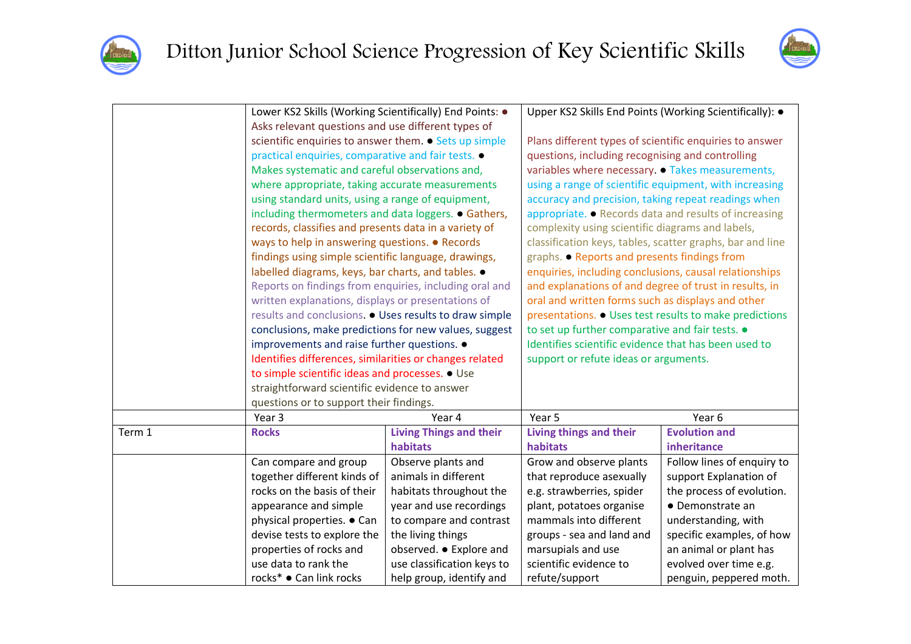# Ditton Junior School Science Progression of Key Scientific Skills

| | Year 3 | Year 4 | Year 5 | Year 6 |
|---|---|---|---|---|
| | Lower KS2 Skills (Working Scientifically) End Points: ● Asks relevant questions and use different types of scientific enquiries to answer them. ● Sets up simple practical enquiries, comparative and fair tests. ● Makes systematic and careful observations and, where appropriate, taking accurate measurements using standard units, using a range of equipment, including thermometers and data loggers. ● Gathers, records, classifies and presents data in a variety of ways to help in answering questions. ● Records findings using simple scientific language, drawings, labelled diagrams, keys, bar charts, and tables. ● Reports on findings from enquiries, including oral and written explanations, displays or presentations of results and conclusions. ● Uses results to draw simple conclusions, make predictions for new values, suggest improvements and raise further questions. ● Identifies differences, similarities or changes related to simple scientific ideas and processes. ● Use straightforward scientific evidence to answer questions or to support their findings. | | Upper KS2 Skills End Points (Working Scientifically): ● Plans different types of scientific enquiries to answer questions, including recognising and controlling variables where necessary. ● Takes measurements, using a range of scientific equipment, with increasing accuracy and precision, taking repeat readings when appropriate. ● Records data and results of increasing complexity using scientific diagrams and labels, classification keys, tables, scatter graphs, bar and line graphs. ● Reports and presents findings from enquiries, including conclusions, causal relationships and explanations of and degree of trust in results, in oral and written forms such as displays and other presentations. ● Uses test results to make predictions to set up further comparative and fair tests. ● Identifies scientific evidence that has been used to support or refute ideas or arguments. | |
| Term 1 | **Rocks** | **Living Things and their habitats** | **Living things and their habitats** | **Evolution and inheritance** |
| | Can compare and group together different kinds of rocks on the basis of their appearance and simple physical properties. ● Can devise tests to explore the properties of rocks and use data to rank the rocks* ● Can link rocks | Observe plants and animals in different habitats throughout the year and use recordings to compare and contrast the living things observed. ● Explore and use classification keys to help group, identify and | Grow and observe plants that reproduce asexually e.g. strawberries, spider plant, potatoes organise mammals into different groups - sea and land and marsupials and use scientific evidence to refute/support | Follow lines of enquiry to support Explanation of the process of evolution. ● Demonstrate an understanding, with specific examples, of how an animal or plant has evolved over time e.g. penguin, peppered moth. |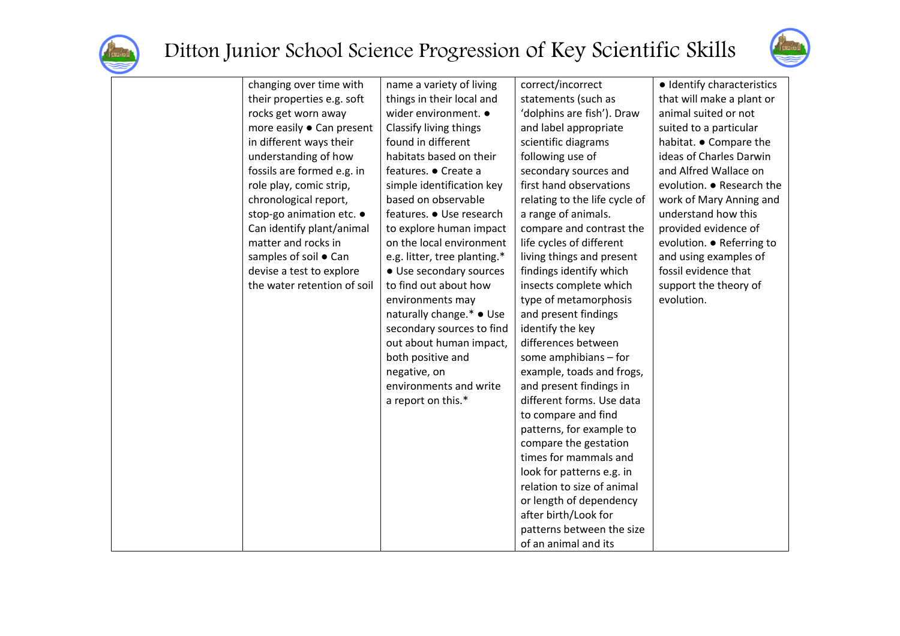| | | | | |
|---|---|---|---|---|
| | changing over time with their properties e.g. soft rocks get worn away more easily ● Can present in different ways their understanding of how fossils are formed e.g. in role play, comic strip, chronological report, stop-go animation etc. ● Can identify plant/animal matter and rocks in samples of soil ● Can devise a test to explore the water retention of soil | name a variety of living things in their local and wider environment. ● Classify living things found in different habitats based on their features. ● Create a simple identification key based on observable features. ● Use research to explore human impact on the local environment e.g. litter, tree planting.* ● Use secondary sources to find out about how environments may naturally change.* ● Use secondary sources to find out about human impact, both positive and negative, on environments and write a report on this.* | correct/incorrect statements (such as 'dolphins are fish'). Draw and label appropriate scientific diagrams following use of secondary sources and first hand observations relating to the life cycle of a range of animals. compare and contrast the life cycles of different living things and present findings identify which insects complete which type of metamorphosis and present findings identify the key differences between some amphibians – for example, toads and frogs, and present findings in different forms. Use data to compare and find patterns, for example to compare the gestation times for mammals and look for patterns e.g. in relation to size of animal or length of dependency after birth/Look for patterns between the size of an animal and its | ● Identify characteristics that will make a plant or animal suited or not suited to a particular habitat. ● Compare the ideas of Charles Darwin and Alfred Wallace on evolution. ● Research the work of Mary Anning and understand how this provided evidence of evolution. ● Referring to and using examples of fossil evidence that support the theory of evolution. |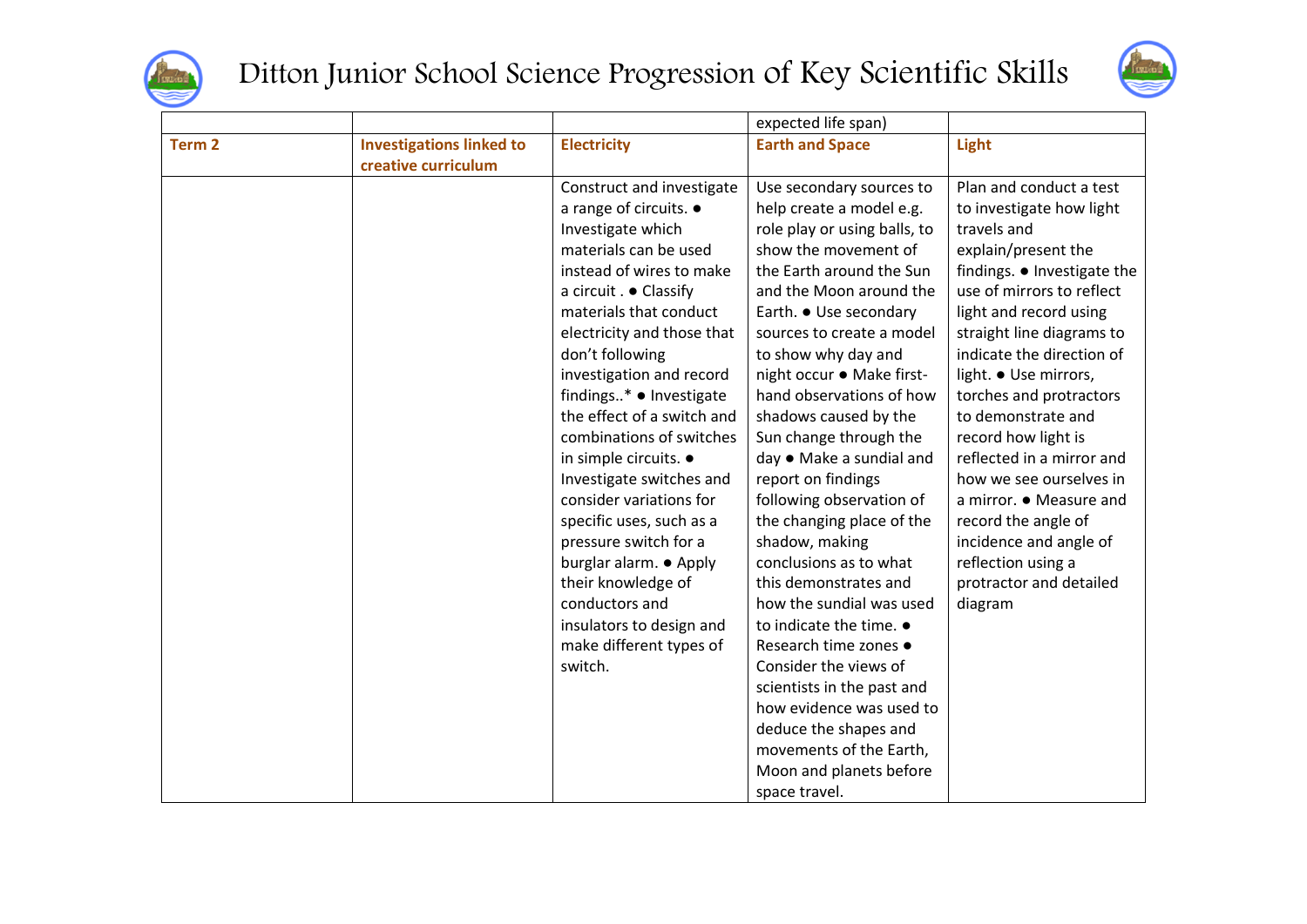# Ditton Junior School Science Progression of Key Scientific Skills

| | | | | |
|---|---|---|---|---|
| | | | expected life span) | |
| **Term 2** | **Investigations linked to creative curriculum** | **Electricity** | **Earth and Space** | **Light** |
| | | Construct and investigate a range of circuits. ● Investigate which materials can be used instead of wires to make a circuit . ● Classify materials that conduct electricity and those that don't following investigation and record findings..* ● Investigate the effect of a switch and combinations of switches in simple circuits. ● Investigate switches and consider variations for specific uses, such as a pressure switch for a burglar alarm. ● Apply their knowledge of conductors and insulators to design and make different types of switch. | Use secondary sources to help create a model e.g. role play or using balls, to show the movement of the Earth around the Sun and the Moon around the Earth. ● Use secondary sources to create a model to show why day and night occur ● Make first-hand observations of how shadows caused by the Sun change through the day ● Make a sundial and report on findings following observation of the changing place of the shadow, making conclusions as to what this demonstrates and how the sundial was used to indicate the time. ● Research time zones ● Consider the views of scientists in the past and how evidence was used to deduce the shapes and movements of the Earth, Moon and planets before space travel. | Plan and conduct a test to investigate how light travels and explain/present the findings. ● Investigate the use of mirrors to reflect light and record using straight line diagrams to indicate the direction of light. ● Use mirrors, torches and protractors to demonstrate and record how light is reflected in a mirror and how we see ourselves in a mirror. ● Measure and record the angle of incidence and angle of reflection using a protractor and detailed diagram |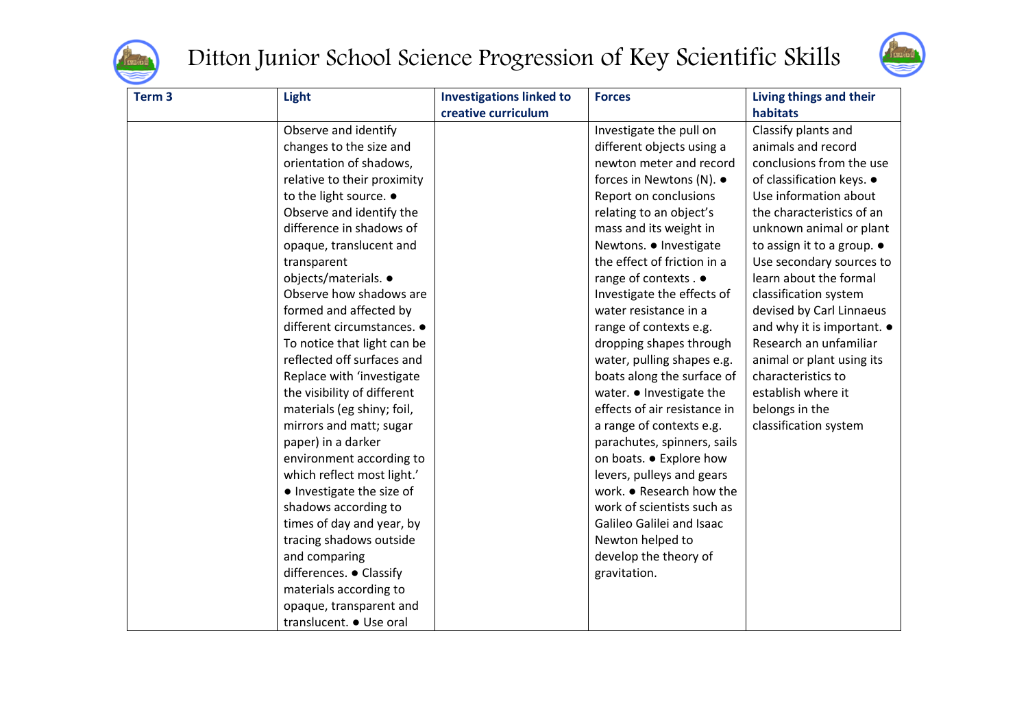# Ditton Junior School Science Progression of Key Scientific Skills

| Term 3 | Light | Investigations linked to creative curriculum | Forces | Living things and their habitats |
|---|---|---|---|---|
| | Observe and identify changes to the size and orientation of shadows, relative to their proximity to the light source. ● Observe and identify the difference in shadows of opaque, translucent and transparent objects/materials. ● Observe how shadows are formed and affected by different circumstances. ● To notice that light can be reflected off surfaces and Replace with 'investigate the visibility of different materials (eg shiny; foil, mirrors and matt; sugar paper) in a darker environment according to which reflect most light.' ● Investigate the size of shadows according to times of day and year, by tracing shadows outside and comparing differences. ● Classify materials according to opaque, transparent and translucent. ● Use oral | | Investigate the pull on different objects using a newton meter and record forces in Newtons (N). ● Report on conclusions relating to an object's mass and its weight in Newtons. ● Investigate the effect of friction in a range of contexts . ● Investigate the effects of water resistance in a range of contexts e.g. dropping shapes through water, pulling shapes e.g. boats along the surface of water. ● Investigate the effects of air resistance in a range of contexts e.g. parachutes, spinners, sails on boats. ● Explore how levers, pulleys and gears work. ● Research how the work of scientists such as Galileo Galilei and Isaac Newton helped to develop the theory of gravitation. | Classify plants and animals and record conclusions from the use of classification keys. ● Use information about the characteristics of an unknown animal or plant to assign it to a group. ● Use secondary sources to learn about the formal classification system devised by Carl Linnaeus and why it is important. ● Research an unfamiliar animal or plant using its characteristics to establish where it belongs in the classification system |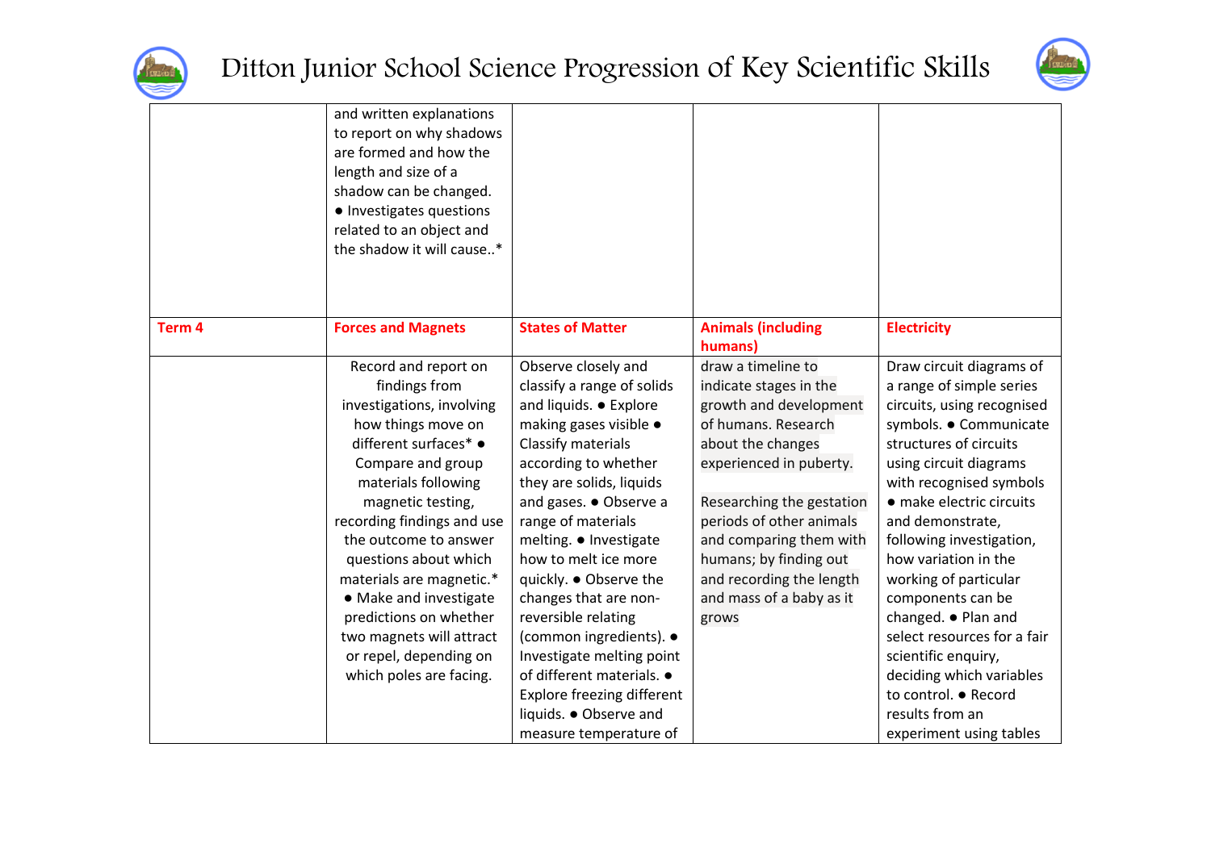# Ditton Junior School Science Progression of Key Scientific Skills

| | | | | |
|---|---|---|---|---|
| | and written explanations to report on why shadows are formed and how the length and size of a shadow can be changed. ● Investigates questions related to an object and the shadow it will cause..* | | | |
| **Term 4** | **Forces and Magnets** | **States of Matter** | **Animals (including humans)** | **Electricity** |
| | Record and report on findings from investigations, involving how things move on different surfaces* ● Compare and group materials following magnetic testing, recording findings and use the outcome to answer questions about which materials are magnetic.* ● Make and investigate predictions on whether two magnets will attract or repel, depending on which poles are facing. | Observe closely and classify a range of solids and liquids. ● Explore making gases visible ● Classify materials according to whether they are solids, liquids and gases. ● Observe a range of materials melting. ● Investigate how to melt ice more quickly. ● Observe the changes that are non-reversible relating (common ingredients). ● Investigate melting point of different materials. ● Explore freezing different liquids. ● Observe and measure temperature of | draw a timeline to indicate stages in the growth and development of humans. Research about the changes experienced in puberty.<br><br>Researching the gestation periods of other animals and comparing them with humans; by finding out and recording the length and mass of a baby as it grows | Draw circuit diagrams of a range of simple series circuits, using recognised symbols. ● Communicate structures of circuits using circuit diagrams with recognised symbols ● make electric circuits and demonstrate, following investigation, how variation in the working of particular components can be changed. ● Plan and select resources for a fair scientific enquiry, deciding which variables to control. ● Record results from an experiment using tables |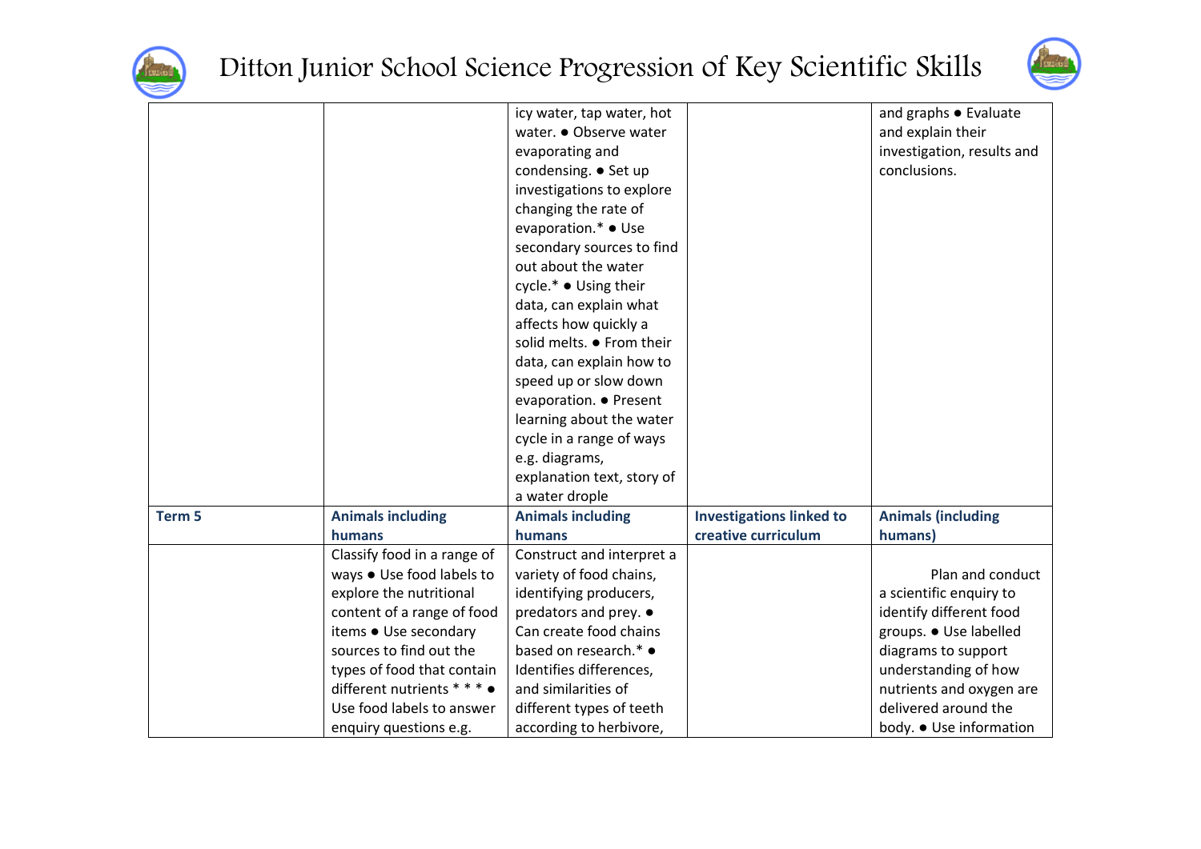| | | | | |
|---|---|---|---|---|
| | | icy water, tap water, hot water. ● Observe water evaporating and condensing. ● Set up investigations to explore changing the rate of evaporation.* ● Use secondary sources to find out about the water cycle.* ● Using their data, can explain what affects how quickly a solid melts. ● From their data, can explain how to speed up or slow down evaporation. ● Present learning about the water cycle in a range of ways e.g. diagrams, explanation text, story of a water drople | | and graphs ● Evaluate and explain their investigation, results and conclusions. |
| **Term 5** | **Animals including humans** | **Animals including humans** | **Investigations linked to creative curriculum** | **Animals (including humans)** |
| | Classify food in a range of ways ● Use food labels to explore the nutritional content of a range of food items ● Use secondary sources to find out the types of food that contain different nutrients * * * ● Use food labels to answer enquiry questions e.g. | Construct and interpret a variety of food chains, identifying producers, predators and prey. ● Can create food chains based on research.* ● Identifies differences, and similarities of different types of teeth according to herbivore, | | Plan and conduct a scientific enquiry to identify different food groups. ● Use labelled diagrams to support understanding of how nutrients and oxygen are delivered around the body. ● Use information |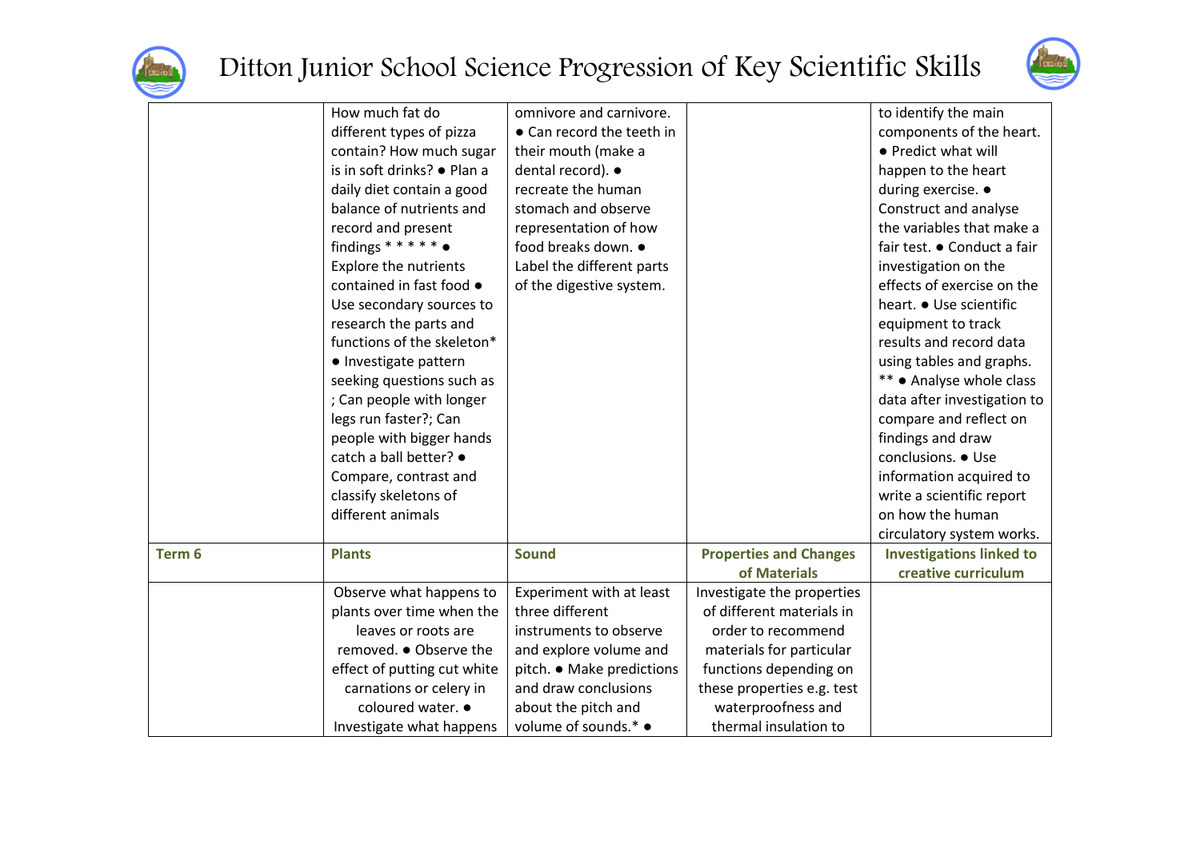| | | | | |
|---|---|---|---|---|
| | How much fat do different types of pizza contain? How much sugar is in soft drinks? ● Plan a daily diet contain a good balance of nutrients and record and present findings * * * * * ● Explore the nutrients contained in fast food ● Use secondary sources to research the parts and functions of the skeleton* ● Investigate pattern seeking questions such as ; Can people with longer legs run faster?; Can people with bigger hands catch a ball better? ● Compare, contrast and classify skeletons of different animals | omnivore and carnivore. ● Can record the teeth in their mouth (make a dental record). ● recreate the human stomach and observe representation of how food breaks down. ● Label the different parts of the digestive system. | | to identify the main components of the heart. ● Predict what will happen to the heart during exercise. ● Construct and analyse the variables that make a fair test. ● Conduct a fair investigation on the effects of exercise on the heart. ● Use scientific equipment to track results and record data using tables and graphs. ** ● Analyse whole class data after investigation to compare and reflect on findings and draw conclusions. ● Use information acquired to write a scientific report on how the human circulatory system works. |
| **Term 6** | **Plants** | **Sound** | **Properties and Changes of Materials** | **Investigations linked to creative curriculum** |
| | Observe what happens to plants over time when the leaves or roots are removed. ● Observe the effect of putting cut white carnations or celery in coloured water. ● Investigate what happens | Experiment with at least three different instruments to observe and explore volume and pitch. ● Make predictions and draw conclusions about the pitch and volume of sounds.* ● | Investigate the properties of different materials in order to recommend materials for particular functions depending on these properties e.g. test waterproofness and thermal insulation to | |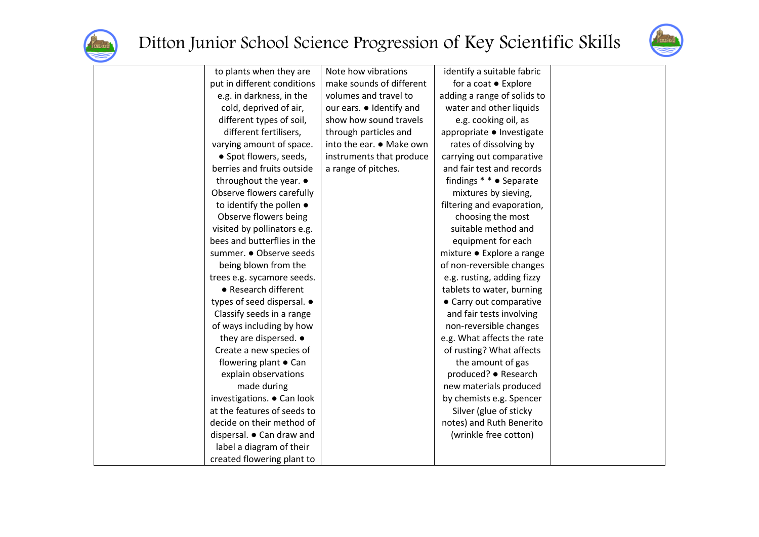# Ditton Junior School Science Progression of Key Scientific Skills

| | | | | |
|---|---|---|---|---|
| | to plants when they are put in different conditions e.g. in darkness, in the cold, deprived of air, different types of soil, different fertilisers, varying amount of space. ● Spot flowers, seeds, berries and fruits outside throughout the year. ● Observe flowers carefully to identify the pollen ● Observe flowers being visited by pollinators e.g. bees and butterflies in the summer. ● Observe seeds being blown from the trees e.g. sycamore seeds. ● Research different types of seed dispersal. ● Classify seeds in a range of ways including by how they are dispersed. ● Create a new species of flowering plant ● Can explain observations made during investigations. ● Can look at the features of seeds to decide on their method of dispersal. ● Can draw and label a diagram of their created flowering plant to | Note how vibrations make sounds of different volumes and travel to our ears. ● Identify and show how sound travels through particles and into the ear. ● Make own instruments that produce a range of pitches. | identify a suitable fabric for a coat ● Explore adding a range of solids to water and other liquids e.g. cooking oil, as appropriate ● Investigate rates of dissolving by carrying out comparative and fair test and records findings * * ● Separate mixtures by sieving, filtering and evaporation, choosing the most suitable method and equipment for each mixture ● Explore a range of non-reversible changes e.g. rusting, adding fizzy tablets to water, burning ● Carry out comparative and fair tests involving non-reversible changes e.g. What affects the rate of rusting? What affects the amount of gas produced? ● Research new materials produced by chemists e.g. Spencer Silver (glue of sticky notes) and Ruth Benerito (wrinkle free cotton) | |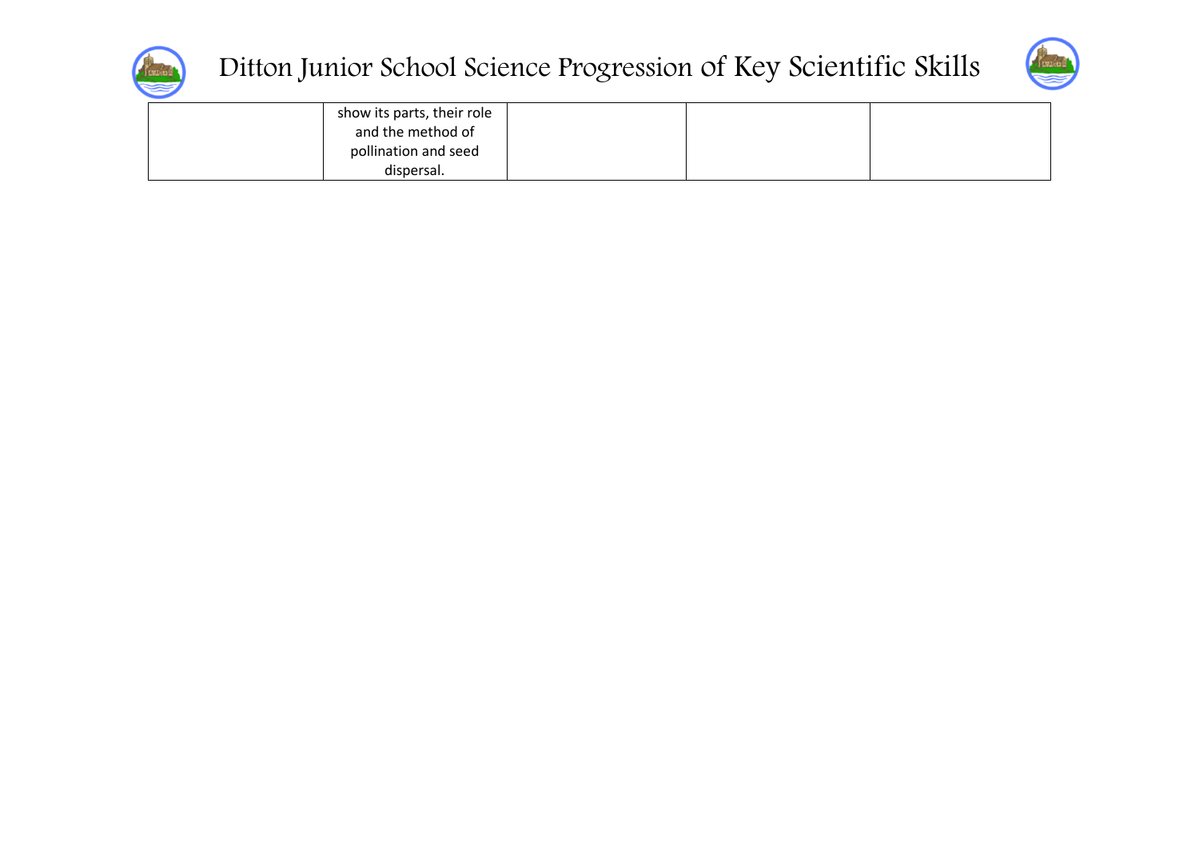| | | | | |
|---|---|---|---|---|
| | show its parts, their role and the method of pollination and seed dispersal. | | | |